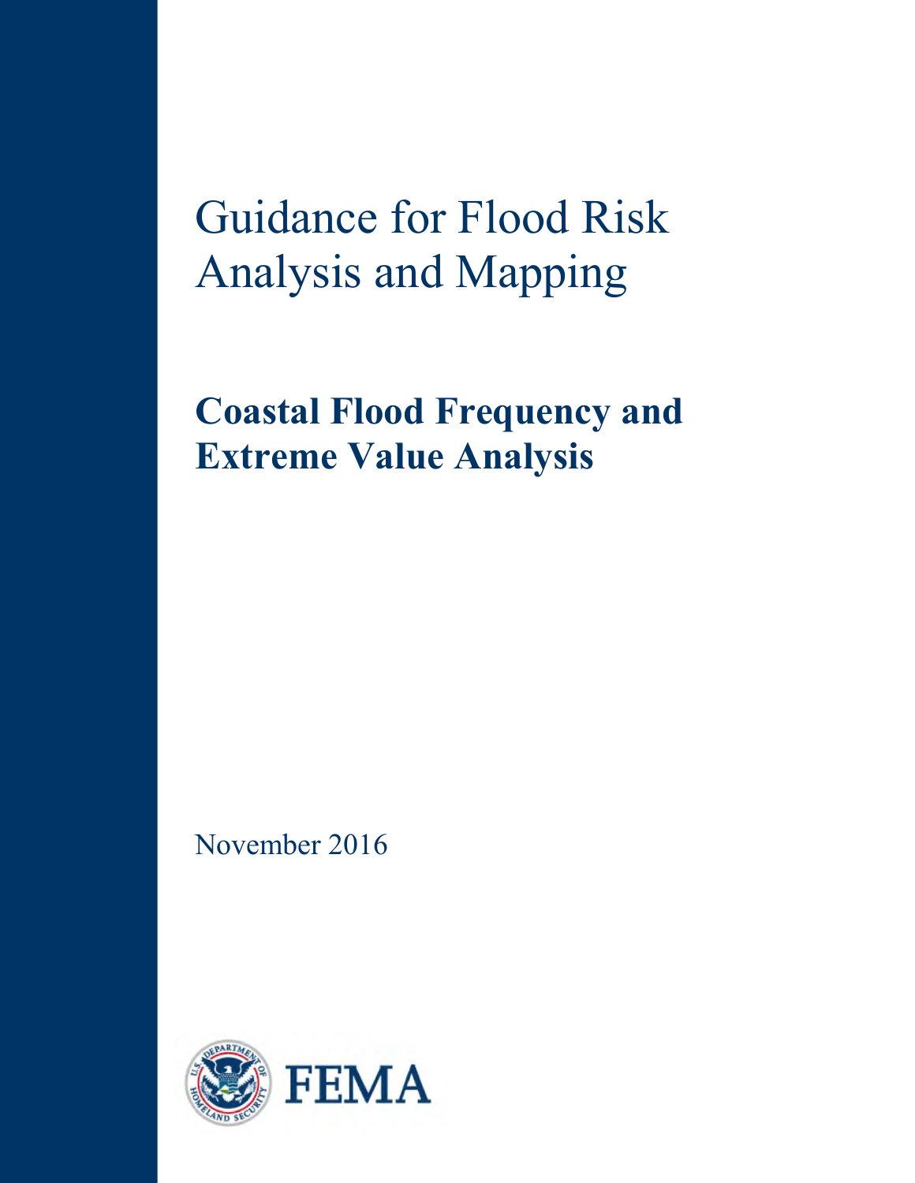# Guidance for Flood Risk Analysis and Mapping

## Coastal Flood Frequency and Extreme Value Analysis

November 2016

FEMA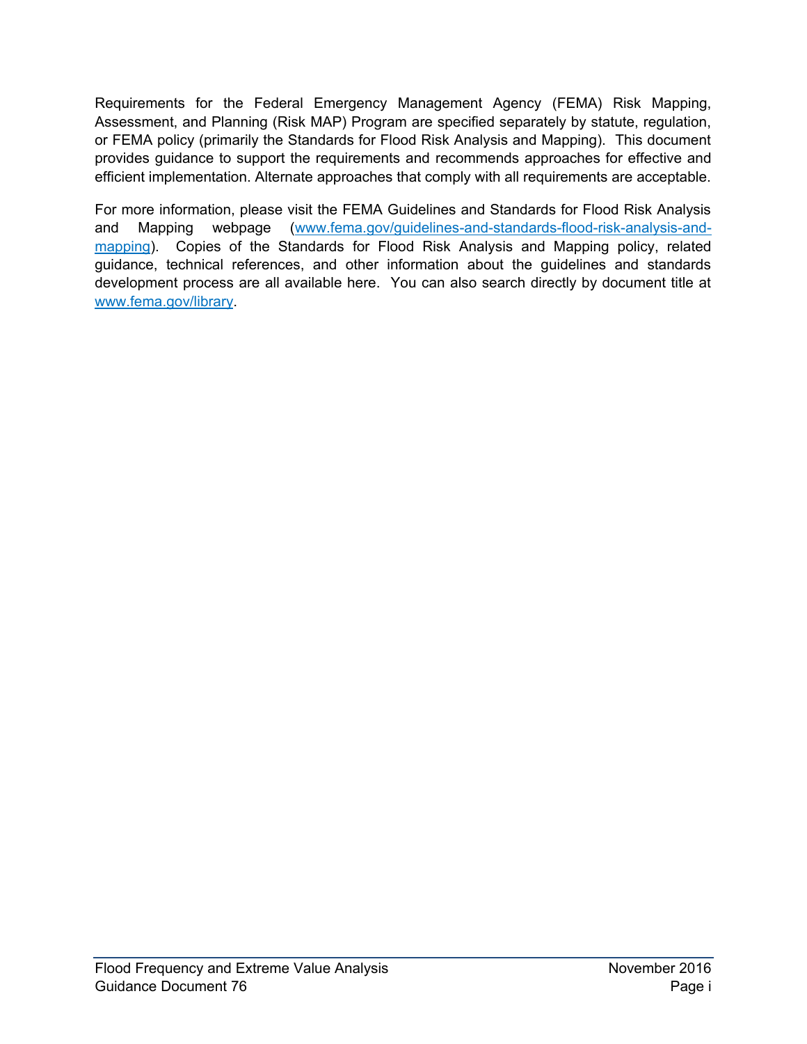Requirements for the Federal Emergency Management Agency (FEMA) Risk Mapping, Assessment, and Planning (Risk MAP) Program are specified separately by statute, regulation, or FEMA policy (primarily the Standards for Flood Risk Analysis and Mapping). This document provides guidance to support the requirements and recommends approaches for effective and efficient implementation. Alternate approaches that comply with all requirements are acceptable.

For more information, please visit the FEMA Guidelines and Standards for Flood Risk Analysis and Mapping webpage ([www.fema.gov/guidelines-and-standards-flood-risk-analysis-and-mapping](www.fema.gov/guidelines-and-standards-flood-risk-analysis-and-mapping)). Copies of the Standards for Flood Risk Analysis and Mapping policy, related guidance, technical references, and other information about the guidelines and standards development process are all available here. You can also search directly by document title at [www.fema.gov/library](www.fema.gov/library).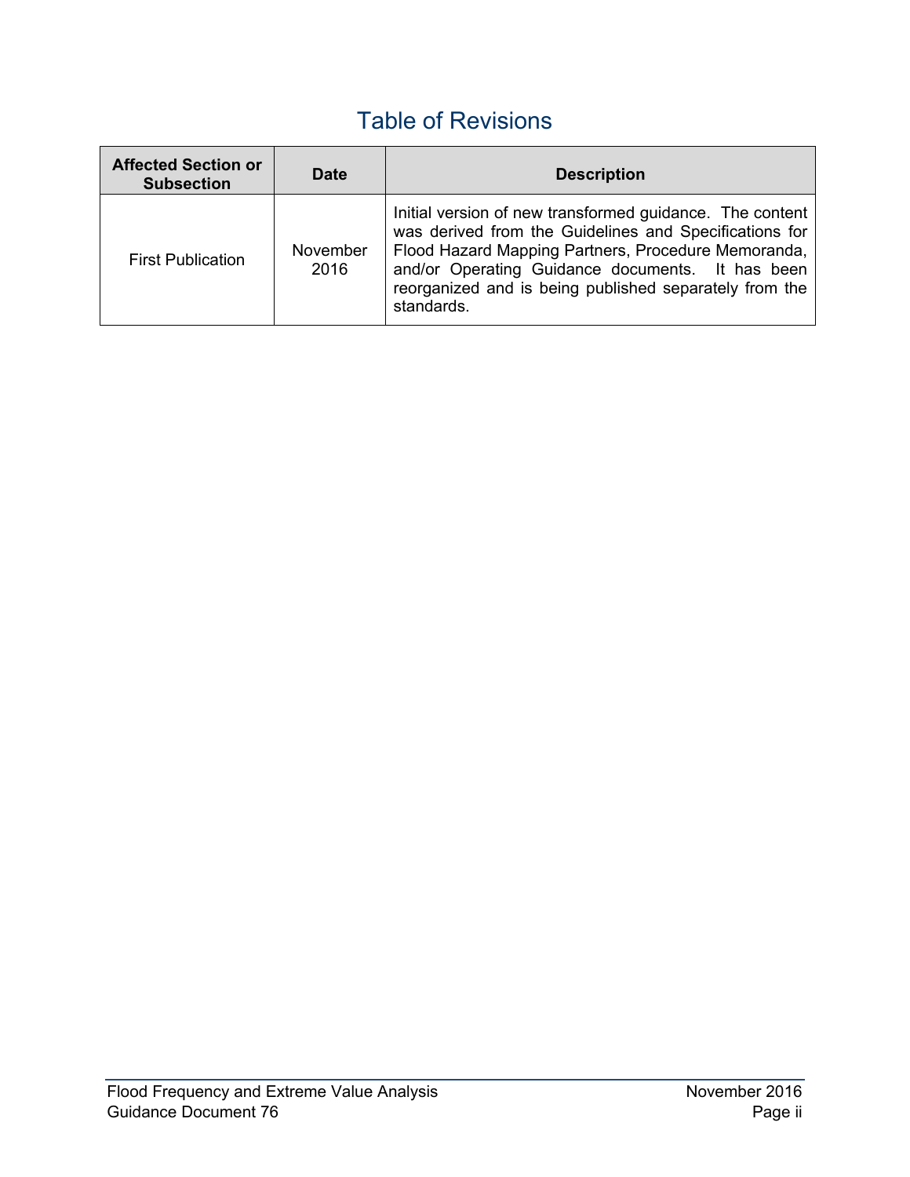# Table of Revisions

| Affected Section or Subsection | Date | Description |
|---|---|---|
| First Publication | November 2016 | Initial version of new transformed guidance. The content was derived from the Guidelines and Specifications for Flood Hazard Mapping Partners, Procedure Memoranda, and/or Operating Guidance documents. It has been reorganized and is being published separately from the standards. |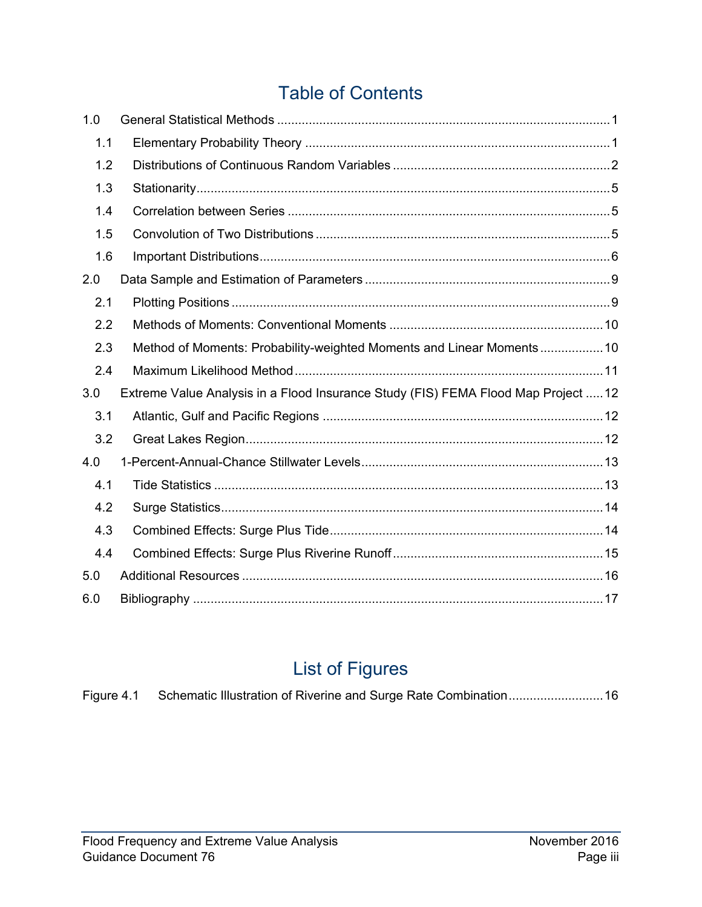# Table of Contents

1.0 General Statistical Methods ..... 1
- 1.1 Elementary Probability Theory ..... 1
- 1.2 Distributions of Continuous Random Variables ..... 2
- 1.3 Stationarity ..... 5
- 1.4 Correlation between Series ..... 5
- 1.5 Convolution of Two Distributions ..... 5
- 1.6 Important Distributions ..... 6

2.0 Data Sample and Estimation of Parameters ..... 9
- 2.1 Plotting Positions ..... 9
- 2.2 Methods of Moments: Conventional Moments ..... 10
- 2.3 Method of Moments: Probability-weighted Moments and Linear Moments ..... 10
- 2.4 Maximum Likelihood Method ..... 11

3.0 Extreme Value Analysis in a Flood Insurance Study (FIS) FEMA Flood Map Project ..... 12
- 3.1 Atlantic, Gulf and Pacific Regions ..... 12
- 3.2 Great Lakes Region ..... 12

4.0 1-Percent-Annual-Chance Stillwater Levels ..... 13
- 4.1 Tide Statistics ..... 13
- 4.2 Surge Statistics ..... 14
- 4.3 Combined Effects: Surge Plus Tide ..... 14
- 4.4 Combined Effects: Surge Plus Riverine Runoff ..... 15

5.0 Additional Resources ..... 16

6.0 Bibliography ..... 17

# List of Figures

Figure 4.1 Schematic Illustration of Riverine and Surge Rate Combination ..... 16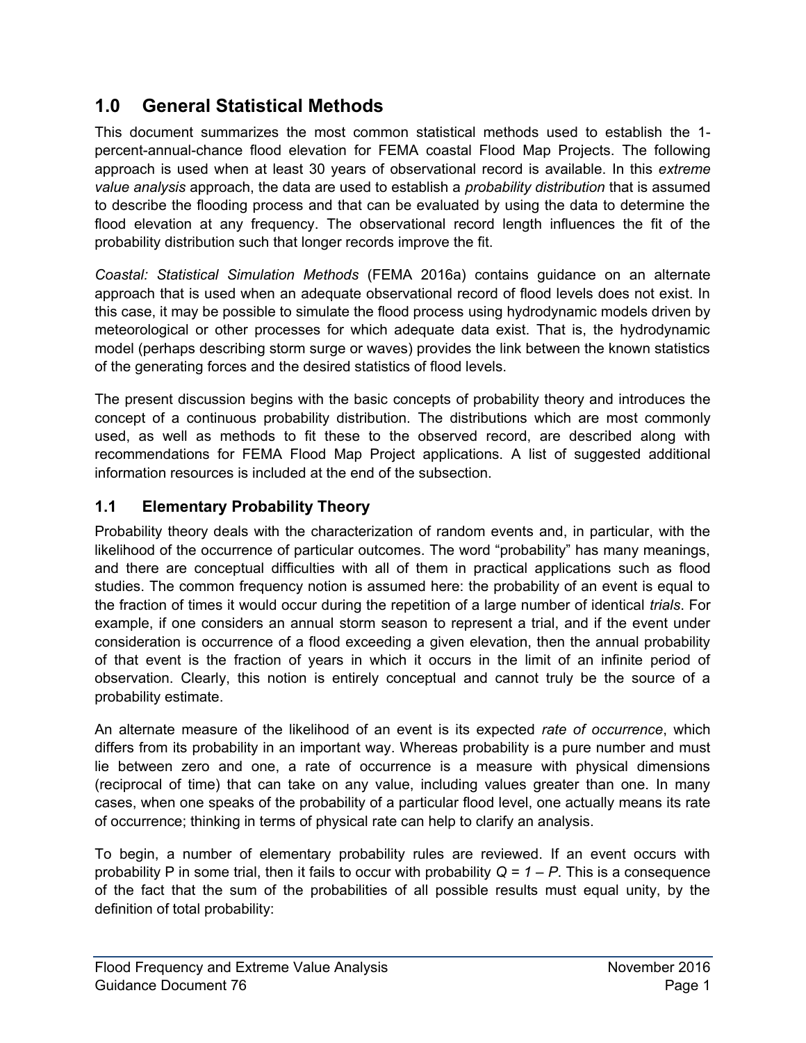# 1.0 General Statistical Methods

This document summarizes the most common statistical methods used to establish the 1-percent-annual-chance flood elevation for FEMA coastal Flood Map Projects. The following approach is used when at least 30 years of observational record is available. In this *extreme value analysis* approach, the data are used to establish a *probability distribution* that is assumed to describe the flooding process and that can be evaluated by using the data to determine the flood elevation at any frequency. The observational record length influences the fit of the probability distribution such that longer records improve the fit.

*Coastal: Statistical Simulation Methods* (FEMA 2016a) contains guidance on an alternate approach that is used when an adequate observational record of flood levels does not exist. In this case, it may be possible to simulate the flood process using hydrodynamic models driven by meteorological or other processes for which adequate data exist. That is, the hydrodynamic model (perhaps describing storm surge or waves) provides the link between the known statistics of the generating forces and the desired statistics of flood levels.

The present discussion begins with the basic concepts of probability theory and introduces the concept of a continuous probability distribution. The distributions which are most commonly used, as well as methods to fit these to the observed record, are described along with recommendations for FEMA Flood Map Project applications. A list of suggested additional information resources is included at the end of the subsection.

## 1.1 Elementary Probability Theory

Probability theory deals with the characterization of random events and, in particular, with the likelihood of the occurrence of particular outcomes. The word "probability" has many meanings, and there are conceptual difficulties with all of them in practical applications such as flood studies. The common frequency notion is assumed here: the probability of an event is equal to the fraction of times it would occur during the repetition of a large number of identical *trials*. For example, if one considers an annual storm season to represent a trial, and if the event under consideration is occurrence of a flood exceeding a given elevation, then the annual probability of that event is the fraction of years in which it occurs in the limit of an infinite period of observation. Clearly, this notion is entirely conceptual and cannot truly be the source of a probability estimate.

An alternate measure of the likelihood of an event is its expected *rate of occurrence*, which differs from its probability in an important way. Whereas probability is a pure number and must lie between zero and one, a rate of occurrence is a measure with physical dimensions (reciprocal of time) that can take on any value, including values greater than one. In many cases, when one speaks of the probability of a particular flood level, one actually means its rate of occurrence; thinking in terms of physical rate can help to clarify an analysis.

To begin, a number of elementary probability rules are reviewed. If an event occurs with probability P in some trial, then it fails to occur with probability $Q = 1 - P$. This is a consequence of the fact that the sum of the probabilities of all possible results must equal unity, by the definition of total probability: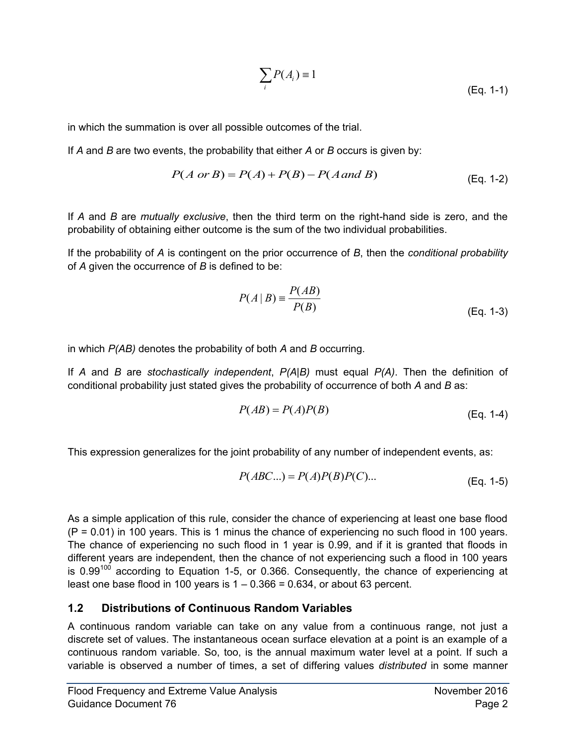$$\sum_i P(A_i) \equiv 1 \tag{Eq. 1-1}$$

in which the summation is over all possible outcomes of the trial.

If *A* and *B* are two events, the probability that either *A* or *B* occurs is given by:

$$P(A \text{ or } B) = P(A) + P(B) - P(A \text{ and } B) \tag{Eq. 1-2}$$

If *A* and *B* are *mutually exclusive*, then the third term on the right-hand side is zero, and the probability of obtaining either outcome is the sum of the two individual probabilities.

If the probability of *A* is contingent on the prior occurrence of *B*, then the *conditional probability* of *A* given the occurrence of *B* is defined to be:

$$P(A \mid B) \equiv \frac{P(AB)}{P(B)} \tag{Eq. 1-3}$$

in which *P(AB)* denotes the probability of both *A* and *B* occurring.

If *A* and *B* are *stochastically independent*, *P(A|B)* must equal *P(A)*. Then the definition of conditional probability just stated gives the probability of occurrence of both *A* and *B* as:

$$P(AB) = P(A)P(B) \tag{Eq. 1-4}$$

This expression generalizes for the joint probability of any number of independent events, as:

$$P(ABC\ldots) = P(A)P(B)P(C)\ldots \tag{Eq. 1-5}$$

As a simple application of this rule, consider the chance of experiencing at least one base flood (P = 0.01) in 100 years. This is 1 minus the chance of experiencing no such flood in 100 years. The chance of experiencing no such flood in 1 year is 0.99, and if it is granted that floods in different years are independent, then the chance of not experiencing such a flood in 100 years is $0.99^{100}$ according to Equation 1-5, or 0.366. Consequently, the chance of experiencing at least one base flood in 100 years is 1 – 0.366 = 0.634, or about 63 percent.

## 1.2 Distributions of Continuous Random Variables

A continuous random variable can take on any value from a continuous range, not just a discrete set of values. The instantaneous ocean surface elevation at a point is an example of a continuous random variable. So, too, is the annual maximum water level at a point. If such a variable is observed a number of times, a set of differing values *distributed* in some manner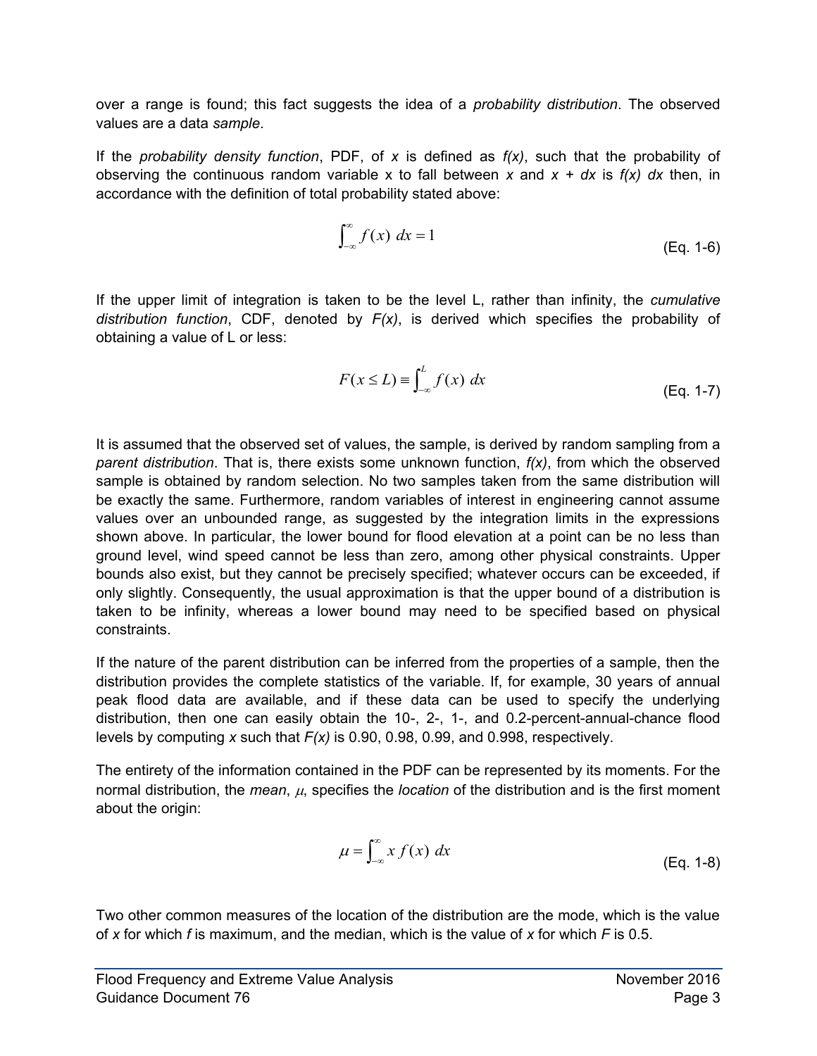over a range is found; this fact suggests the idea of a *probability distribution*. The observed values are a data *sample*.

If the *probability density function*, PDF, of $x$ is defined as $f(x)$, such that the probability of observing the continuous random variable x to fall between $x$ and $x + dx$ is $f(x)\ dx$ then, in accordance with the definition of total probability stated above:

$$\int_{-\infty}^{\infty} f(x)\ dx = 1 \tag{Eq. 1-6}$$

If the upper limit of integration is taken to be the level L, rather than infinity, the *cumulative distribution function*, CDF, denoted by $F(x)$, is derived which specifies the probability of obtaining a value of L or less:

$$F(x \leq L) \equiv \int_{-\infty}^{L} f(x)\ dx \tag{Eq. 1-7}$$

It is assumed that the observed set of values, the sample, is derived by random sampling from a *parent distribution*. That is, there exists some unknown function, $f(x)$, from which the observed sample is obtained by random selection. No two samples taken from the same distribution will be exactly the same. Furthermore, random variables of interest in engineering cannot assume values over an unbounded range, as suggested by the integration limits in the expressions shown above. In particular, the lower bound for flood elevation at a point can be no less than ground level, wind speed cannot be less than zero, among other physical constraints. Upper bounds also exist, but they cannot be precisely specified; whatever occurs can be exceeded, if only slightly. Consequently, the usual approximation is that the upper bound of a distribution is taken to be infinity, whereas a lower bound may need to be specified based on physical constraints.

If the nature of the parent distribution can be inferred from the properties of a sample, then the distribution provides the complete statistics of the variable. If, for example, 30 years of annual peak flood data are available, and if these data can be used to specify the underlying distribution, then one can easily obtain the 10-, 2-, 1-, and 0.2-percent-annual-chance flood levels by computing $x$ such that $F(x)$ is 0.90, 0.98, 0.99, and 0.998, respectively.

The entirety of the information contained in the PDF can be represented by its moments. For the normal distribution, the *mean*, $\mu$, specifies the *location* of the distribution and is the first moment about the origin:

$$\mu = \int_{-\infty}^{\infty} x\, f(x)\ dx \tag{Eq. 1-8}$$

Two other common measures of the location of the distribution are the mode, which is the value of $x$ for which $f$ is maximum, and the median, which is the value of $x$ for which $F$ is 0.5.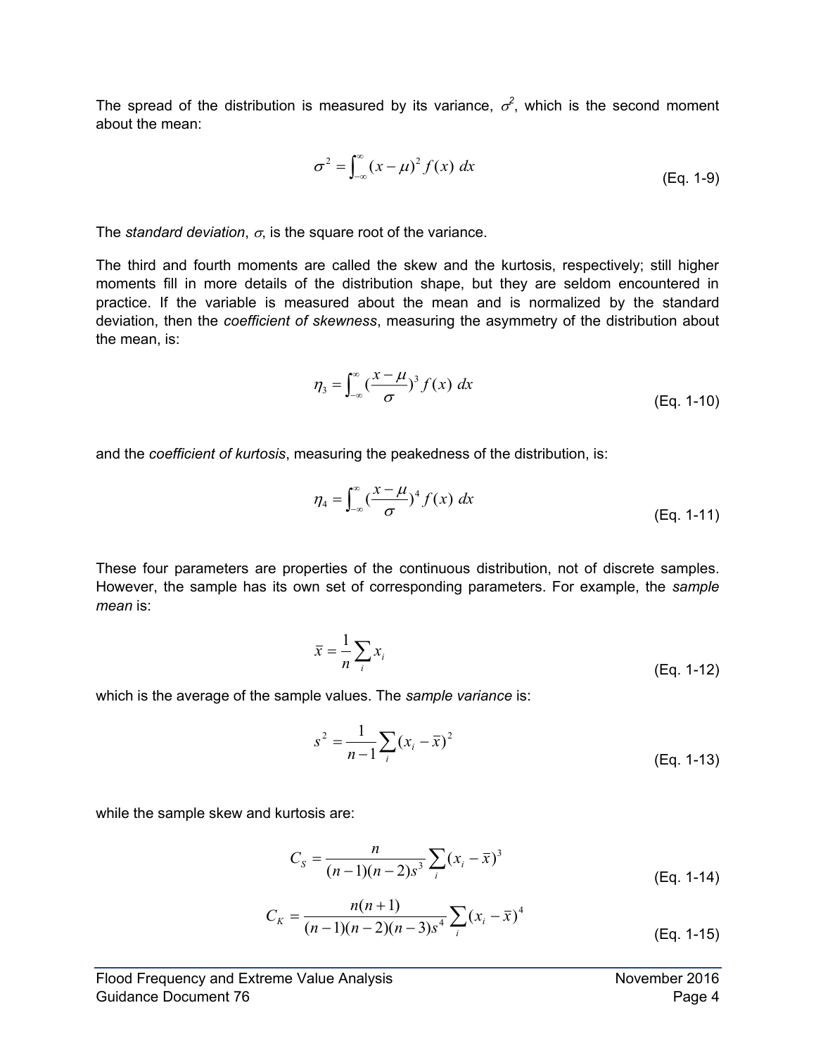The spread of the distribution is measured by its variance, $\sigma^2$, which is the second moment about the mean:

$$\sigma^2 = \int_{-\infty}^{\infty} (x-\mu)^2 f(x)\ dx \tag{Eq. 1-9}$$

The *standard deviation*, $\sigma$, is the square root of the variance.

The third and fourth moments are called the skew and the kurtosis, respectively; still higher moments fill in more details of the distribution shape, but they are seldom encountered in practice. If the variable is measured about the mean and is normalized by the standard deviation, then the *coefficient of skewness*, measuring the asymmetry of the distribution about the mean, is:

$$\eta_3 = \int_{-\infty}^{\infty} \left(\frac{x-\mu}{\sigma}\right)^3 f(x)\ dx \tag{Eq. 1-10}$$

and the *coefficient of kurtosis*, measuring the peakedness of the distribution, is:

$$\eta_4 = \int_{-\infty}^{\infty} \left(\frac{x-\mu}{\sigma}\right)^4 f(x)\ dx \tag{Eq. 1-11}$$

These four parameters are properties of the continuous distribution, not of discrete samples. However, the sample has its own set of corresponding parameters. For example, the *sample mean* is:

$$\bar{x} = \frac{1}{n}\sum_i x_i \tag{Eq. 1-12}$$

which is the average of the sample values. The *sample variance* is:

$$s^2 = \frac{1}{n-1}\sum_i (x_i - \bar{x})^2 \tag{Eq. 1-13}$$

while the sample skew and kurtosis are:

$$C_S = \frac{n}{(n-1)(n-2)s^3}\sum_i (x_i - \bar{x})^3 \tag{Eq. 1-14}$$

$$C_K = \frac{n(n+1)}{(n-1)(n-2)(n-3)s^4}\sum_i (x_i - \bar{x})^4 \tag{Eq. 1-15}$$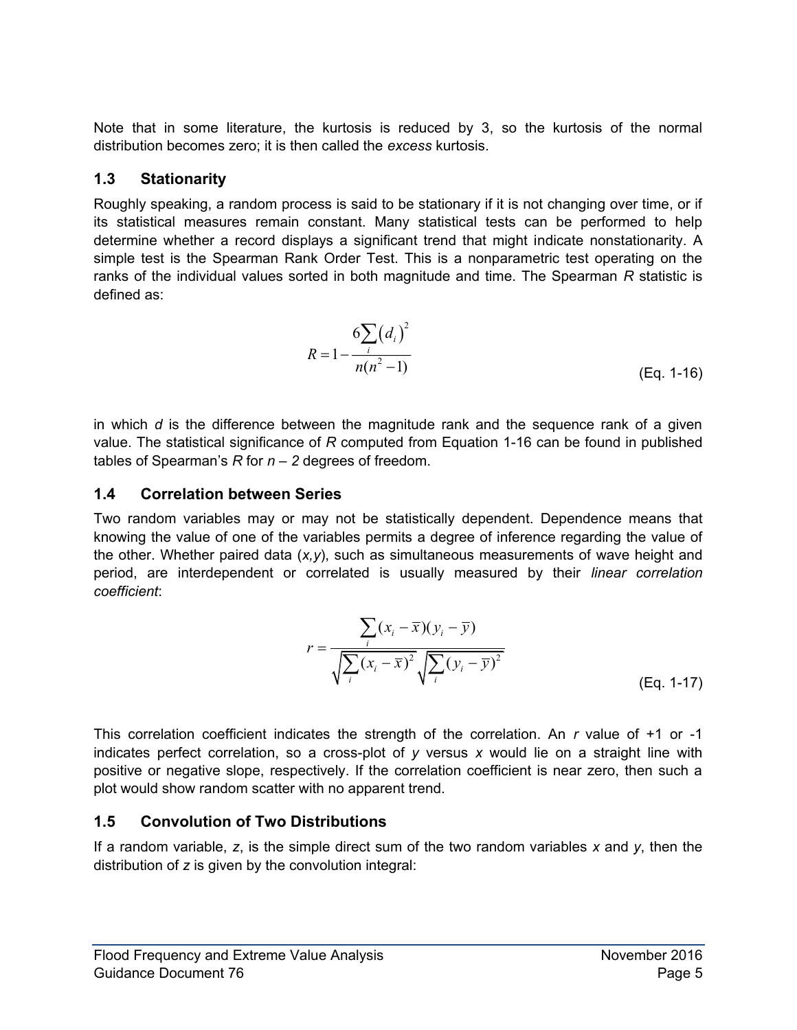Note that in some literature, the kurtosis is reduced by 3, so the kurtosis of the normal distribution becomes zero; it is then called the *excess* kurtosis.

## 1.3 Stationarity

Roughly speaking, a random process is said to be stationary if it is not changing over time, or if its statistical measures remain constant. Many statistical tests can be performed to help determine whether a record displays a significant trend that might indicate nonstationarity. A simple test is the Spearman Rank Order Test. This is a nonparametric test operating on the ranks of the individual values sorted in both magnitude and time. The Spearman *R* statistic is defined as:

$$R = 1 - \frac{6\sum_{i}\left(d_i\right)^2}{n(n^2-1)} \tag{Eq. 1-16}$$

in which *d* is the difference between the magnitude rank and the sequence rank of a given value. The statistical significance of *R* computed from Equation 1-16 can be found in published tables of Spearman's *R* for *n – 2* degrees of freedom.

## 1.4 Correlation between Series

Two random variables may or may not be statistically dependent. Dependence means that knowing the value of one of the variables permits a degree of inference regarding the value of the other. Whether paired data (*x,y*), such as simultaneous measurements of wave height and period, are interdependent or correlated is usually measured by their *linear correlation coefficient*:

$$r = \frac{\sum_{i}(x_i - \overline{x})(y_i - \overline{y})}{\sqrt{\sum_{i}(x_i - \overline{x})^2}\sqrt{\sum_{i}(y_i - \overline{y})^2}} \tag{Eq. 1-17}$$

This correlation coefficient indicates the strength of the correlation. An *r* value of +1 or -1 indicates perfect correlation, so a cross-plot of *y* versus *x* would lie on a straight line with positive or negative slope, respectively. If the correlation coefficient is near zero, then such a plot would show random scatter with no apparent trend.

## 1.5 Convolution of Two Distributions

If a random variable, *z*, is the simple direct sum of the two random variables *x* and *y*, then the distribution of *z* is given by the convolution integral: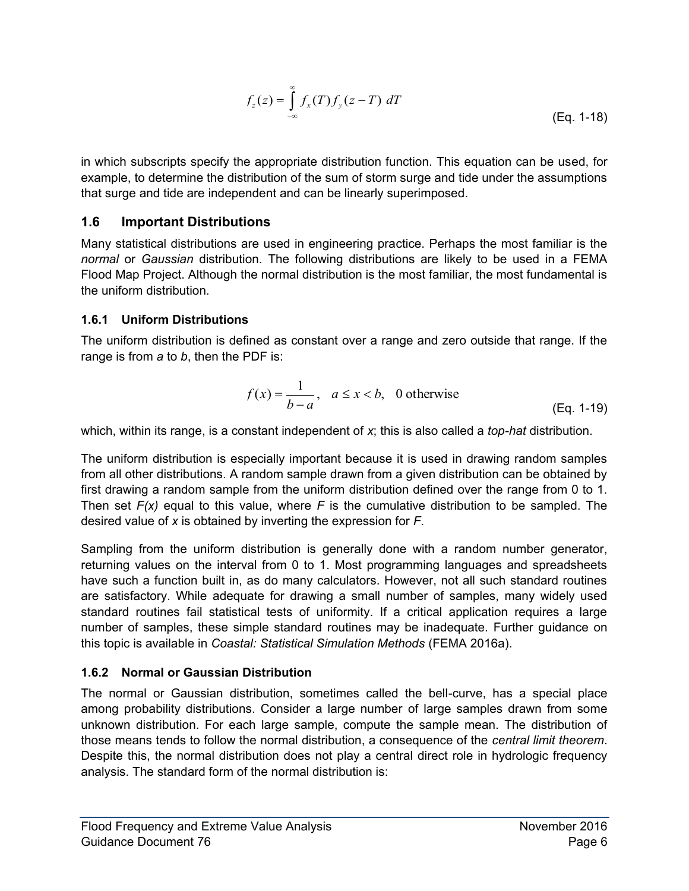$$f_z(z) = \int_{-\infty}^{\infty} f_x(T) f_y(z-T) \, dT \tag{Eq. 1-18}$$

in which subscripts specify the appropriate distribution function. This equation can be used, for example, to determine the distribution of the sum of storm surge and tide under the assumptions that surge and tide are independent and can be linearly superimposed.

## 1.6 Important Distributions

Many statistical distributions are used in engineering practice. Perhaps the most familiar is the *normal* or *Gaussian* distribution. The following distributions are likely to be used in a FEMA Flood Map Project. Although the normal distribution is the most familiar, the most fundamental is the uniform distribution.

### 1.6.1 Uniform Distributions

The uniform distribution is defined as constant over a range and zero outside that range. If the range is from *a* to *b*, then the PDF is:

$$f(x) = \frac{1}{b-a}, \quad a \le x < b, \quad 0 \text{ otherwise} \tag{Eq. 1-19}$$

which, within its range, is a constant independent of *x*; this is also called a *top-hat* distribution.

The uniform distribution is especially important because it is used in drawing random samples from all other distributions. A random sample drawn from a given distribution can be obtained by first drawing a random sample from the uniform distribution defined over the range from 0 to 1. Then set $F(x)$ equal to this value, where $F$ is the cumulative distribution to be sampled. The desired value of $x$ is obtained by inverting the expression for $F$.

Sampling from the uniform distribution is generally done with a random number generator, returning values on the interval from 0 to 1. Most programming languages and spreadsheets have such a function built in, as do many calculators. However, not all such standard routines are satisfactory. While adequate for drawing a small number of samples, many widely used standard routines fail statistical tests of uniformity. If a critical application requires a large number of samples, these simple standard routines may be inadequate. Further guidance on this topic is available in *Coastal: Statistical Simulation Methods* (FEMA 2016a).

### 1.6.2 Normal or Gaussian Distribution

The normal or Gaussian distribution, sometimes called the bell-curve, has a special place among probability distributions. Consider a large number of large samples drawn from some unknown distribution. For each large sample, compute the sample mean. The distribution of those means tends to follow the normal distribution, a consequence of the *central limit theorem*. Despite this, the normal distribution does not play a central direct role in hydrologic frequency analysis. The standard form of the normal distribution is: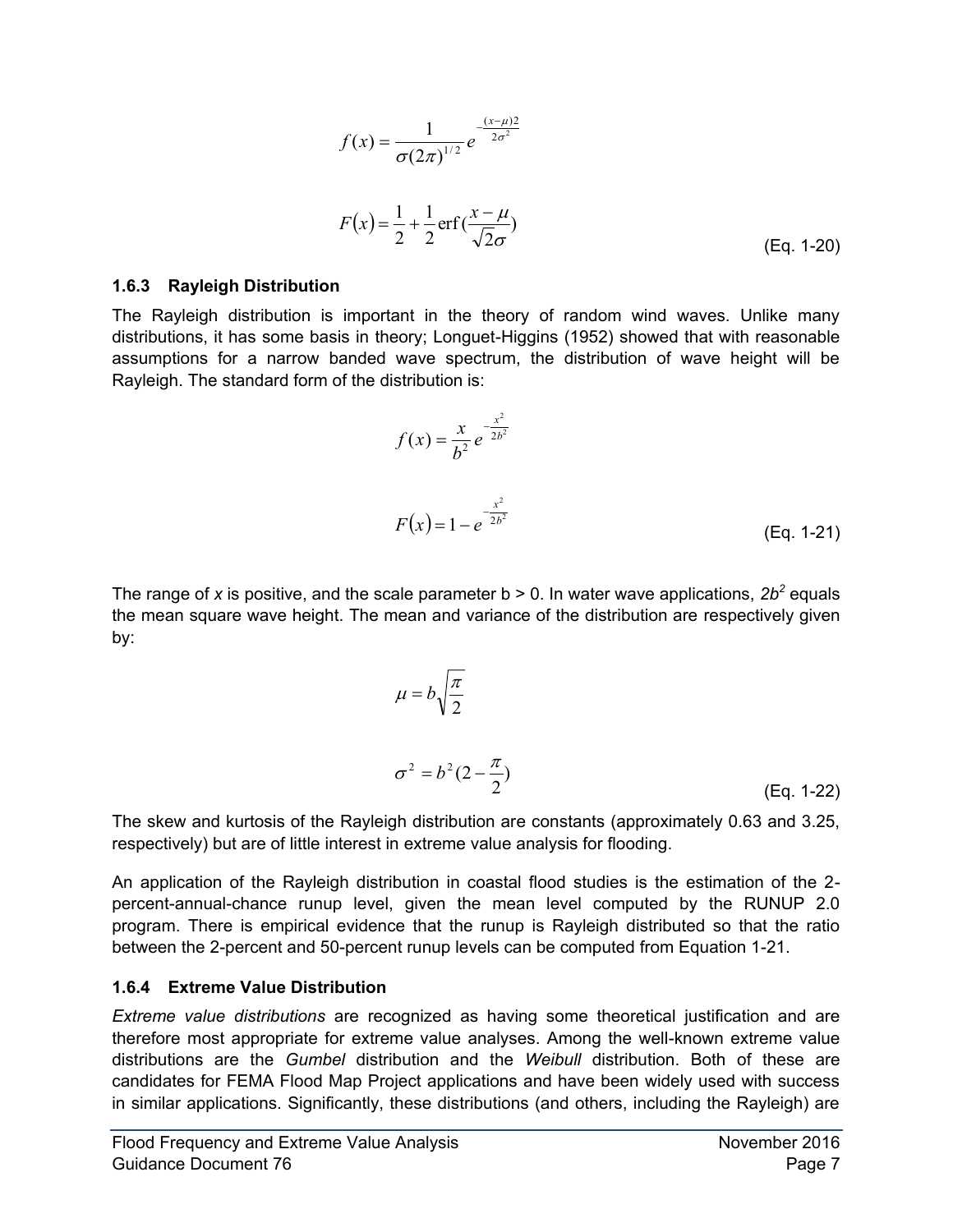$$f(x) = \frac{1}{\sigma(2\pi)^{1/2}} e^{-\frac{(x-\mu)2}{2\sigma^2}}$$

$$F(x) = \frac{1}{2} + \frac{1}{2}\operatorname{erf}(\frac{x-\mu}{\sqrt{2}\sigma}) \tag{Eq. 1-20}$$

### 1.6.3 Rayleigh Distribution

The Rayleigh distribution is important in the theory of random wind waves. Unlike many distributions, it has some basis in theory; Longuet-Higgins (1952) showed that with reasonable assumptions for a narrow banded wave spectrum, the distribution of wave height will be Rayleigh. The standard form of the distribution is:

$$f(x) = \frac{x}{b^2} e^{-\frac{x^2}{2b^2}}$$

$$F(x) = 1 - e^{-\frac{x^2}{2b^2}} \tag{Eq. 1-21}$$

The range of *x* is positive, and the scale parameter b > 0. In water wave applications, $2b^2$ equals the mean square wave height. The mean and variance of the distribution are respectively given by:

$$\mu = b\sqrt{\frac{\pi}{2}}$$

$$\sigma^2 = b^2(2 - \frac{\pi}{2}) \tag{Eq. 1-22}$$

The skew and kurtosis of the Rayleigh distribution are constants (approximately 0.63 and 3.25, respectively) but are of little interest in extreme value analysis for flooding.

An application of the Rayleigh distribution in coastal flood studies is the estimation of the 2-percent-annual-chance runup level, given the mean level computed by the RUNUP 2.0 program. There is empirical evidence that the runup is Rayleigh distributed so that the ratio between the 2-percent and 50-percent runup levels can be computed from Equation 1-21.

### 1.6.4 Extreme Value Distribution

*Extreme value distributions* are recognized as having some theoretical justification and are therefore most appropriate for extreme value analyses. Among the well-known extreme value distributions are the *Gumbel* distribution and the *Weibull* distribution. Both of these are candidates for FEMA Flood Map Project applications and have been widely used with success in similar applications. Significantly, these distributions (and others, including the Rayleigh) are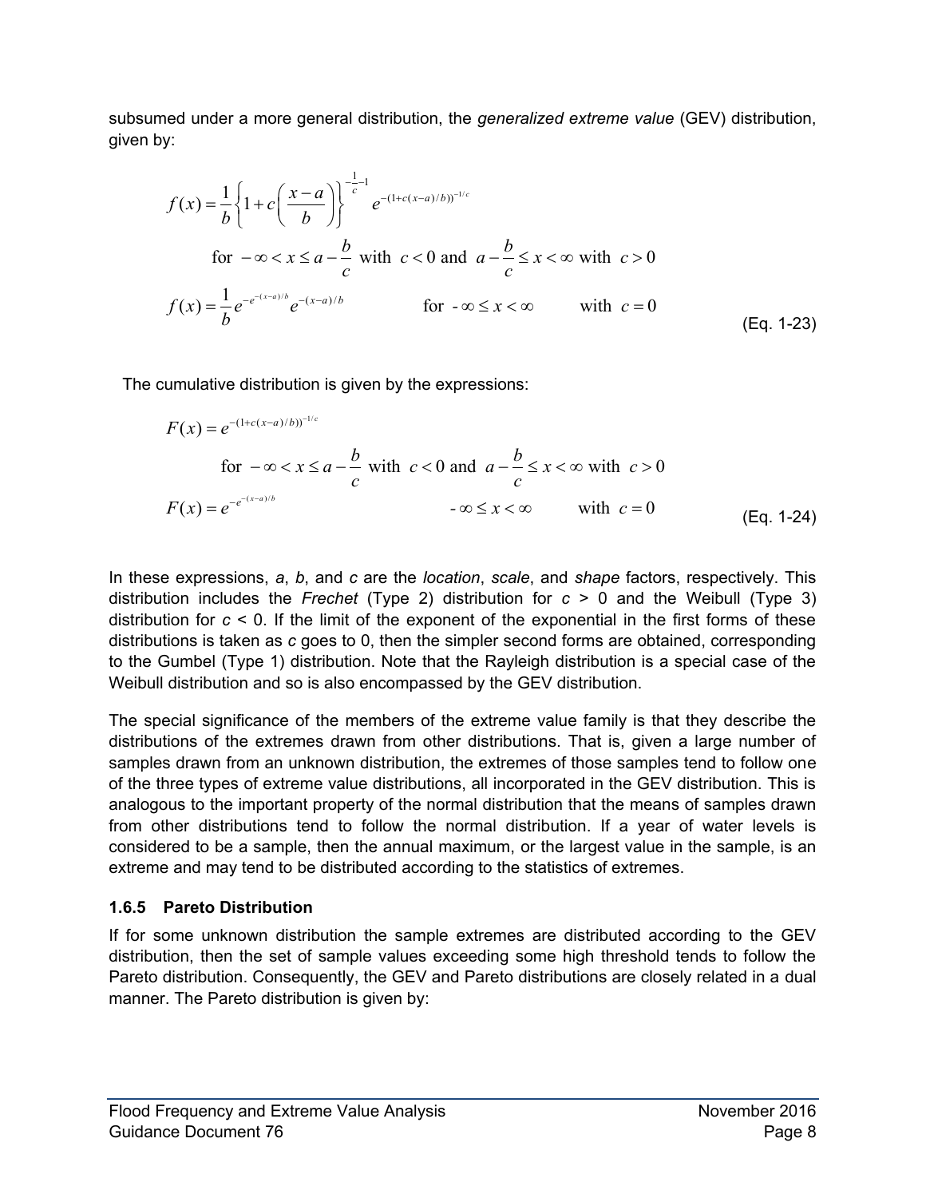subsumed under a more general distribution, the *generalized extreme value* (GEV) distribution, given by:

$$
\begin{aligned}
f(x) &= \frac{1}{b}\left\{1 + c\left(\frac{x-a}{b}\right)\right\}^{-\frac{1}{c}-1} e^{-(1+c(x-a)/b))^{-1/c}} \\
&\qquad \text{for } -\infty < x \le a - \frac{b}{c} \text{ with } c < 0 \text{ and } a - \frac{b}{c} \le x < \infty \text{ with } c > 0 \\
f(x) &= \frac{1}{b} e^{-e^{-(x-a)/b}} e^{-(x-a)/b} \qquad \text{for } -\infty \le x < \infty \qquad \text{with } c = 0
\end{aligned}
\tag{Eq. 1-23}
$$

The cumulative distribution is given by the expressions:

$$
\begin{aligned}
F(x) &= e^{-(1+c(x-a)/b))^{-1/c}} \\
&\qquad \text{for } -\infty < x \le a - \frac{b}{c} \text{ with } c < 0 \text{ and } a - \frac{b}{c} \le x < \infty \text{ with } c > 0 \\
F(x) &= e^{-e^{-(x-a)/b}} \qquad -\infty \le x < \infty \qquad \text{with } c = 0
\end{aligned}
\tag{Eq. 1-24}
$$

In these expressions, *a*, *b*, and *c* are the *location*, *scale*, and *shape* factors, respectively. This distribution includes the *Frechet* (Type 2) distribution for $c > 0$ and the Weibull (Type 3) distribution for $c < 0$. If the limit of the exponent of the exponential in the first forms of these distributions is taken as *c* goes to 0, then the simpler second forms are obtained, corresponding to the Gumbel (Type 1) distribution. Note that the Rayleigh distribution is a special case of the Weibull distribution and so is also encompassed by the GEV distribution.

The special significance of the members of the extreme value family is that they describe the distributions of the extremes drawn from other distributions. That is, given a large number of samples drawn from an unknown distribution, the extremes of those samples tend to follow one of the three types of extreme value distributions, all incorporated in the GEV distribution. This is analogous to the important property of the normal distribution that the means of samples drawn from other distributions tend to follow the normal distribution. If a year of water levels is considered to be a sample, then the annual maximum, or the largest value in the sample, is an extreme and may tend to be distributed according to the statistics of extremes.

### 1.6.5 Pareto Distribution

If for some unknown distribution the sample extremes are distributed according to the GEV distribution, then the set of sample values exceeding some high threshold tends to follow the Pareto distribution. Consequently, the GEV and Pareto distributions are closely related in a dual manner. The Pareto distribution is given by: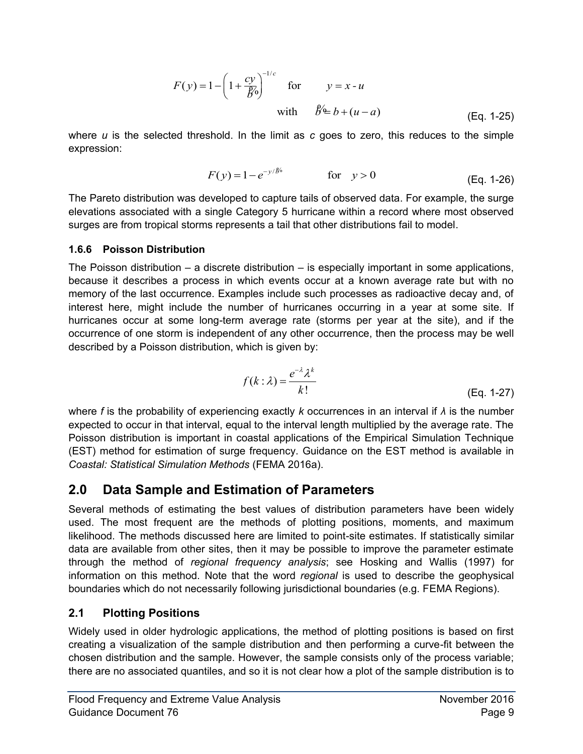$$F(y) = 1 - \left(1 + \frac{cy}{\tilde{b}}\right)^{-1/c} \quad \text{for} \quad y = x - u$$

$$\text{with} \quad \tilde{b} = b + (u - a) \qquad \text{(Eq. 1-25)}$$

where *u* is the selected threshold. In the limit as *c* goes to zero, this reduces to the simple expression:

$$F(y) = 1 - e^{-y/\tilde{b}} \qquad \text{for} \quad y > 0 \qquad \text{(Eq. 1-26)}$$

The Pareto distribution was developed to capture tails of observed data. For example, the surge elevations associated with a single Category 5 hurricane within a record where most observed surges are from tropical storms represents a tail that other distributions fail to model.

### 1.6.6 Poisson Distribution

The Poisson distribution – a discrete distribution – is especially important in some applications, because it describes a process in which events occur at a known average rate but with no memory of the last occurrence. Examples include such processes as radioactive decay and, of interest here, might include the number of hurricanes occurring in a year at some site. If hurricanes occur at some long-term average rate (storms per year at the site), and if the occurrence of one storm is independent of any other occurrence, then the process may be well described by a Poisson distribution, which is given by:

$$f(k : \lambda) = \frac{e^{-\lambda} \lambda^k}{k!} \qquad \text{(Eq. 1-27)}$$

where *f* is the probability of experiencing exactly *k* occurrences in an interval if *λ* is the number expected to occur in that interval, equal to the interval length multiplied by the average rate. The Poisson distribution is important in coastal applications of the Empirical Simulation Technique (EST) method for estimation of surge frequency. Guidance on the EST method is available in *Coastal: Statistical Simulation Methods* (FEMA 2016a).

## 2.0 Data Sample and Estimation of Parameters

Several methods of estimating the best values of distribution parameters have been widely used. The most frequent are the methods of plotting positions, moments, and maximum likelihood. The methods discussed here are limited to point-site estimates. If statistically similar data are available from other sites, then it may be possible to improve the parameter estimate through the method of *regional frequency analysis*; see Hosking and Wallis (1997) for information on this method. Note that the word *regional* is used to describe the geophysical boundaries which do not necessarily following jurisdictional boundaries (e.g. FEMA Regions).

### 2.1 Plotting Positions

Widely used in older hydrologic applications, the method of plotting positions is based on first creating a visualization of the sample distribution and then performing a curve-fit between the chosen distribution and the sample. However, the sample consists only of the process variable; there are no associated quantiles, and so it is not clear how a plot of the sample distribution is to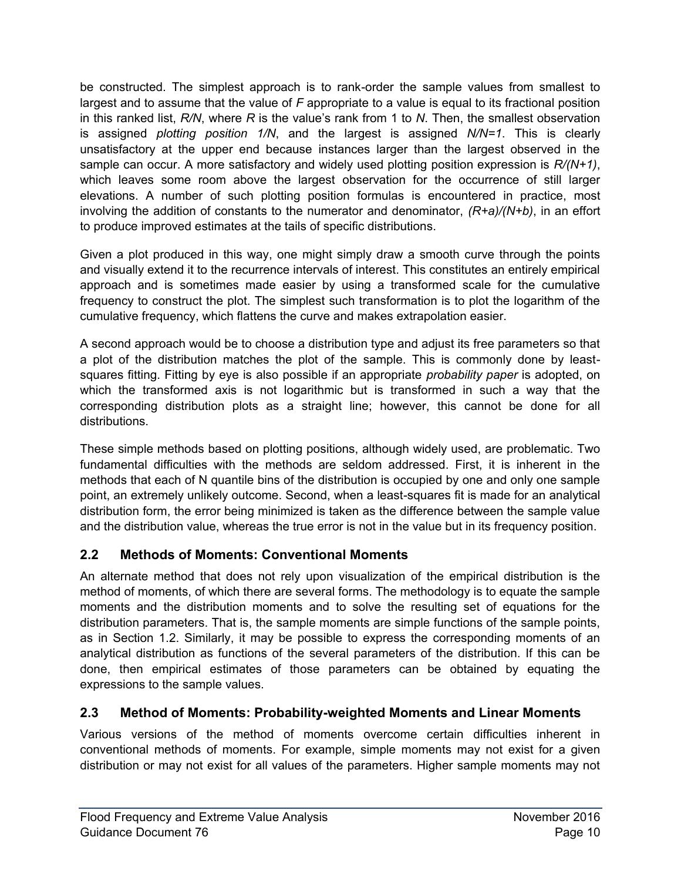be constructed. The simplest approach is to rank-order the sample values from smallest to largest and to assume that the value of $F$ appropriate to a value is equal to its fractional position in this ranked list, $R/N$, where $R$ is the value's rank from 1 to $N$. Then, the smallest observation is assigned *plotting position* $1/N$, and the largest is assigned $N/N=1$. This is clearly unsatisfactory at the upper end because instances larger than the largest observed in the sample can occur. A more satisfactory and widely used plotting position expression is $R/(N+1)$, which leaves some room above the largest observation for the occurrence of still larger elevations. A number of such plotting position formulas is encountered in practice, most involving the addition of constants to the numerator and denominator, $(R+a)/(N+b)$, in an effort to produce improved estimates at the tails of specific distributions.

Given a plot produced in this way, one might simply draw a smooth curve through the points and visually extend it to the recurrence intervals of interest. This constitutes an entirely empirical approach and is sometimes made easier by using a transformed scale for the cumulative frequency to construct the plot. The simplest such transformation is to plot the logarithm of the cumulative frequency, which flattens the curve and makes extrapolation easier.

A second approach would be to choose a distribution type and adjust its free parameters so that a plot of the distribution matches the plot of the sample. This is commonly done by least-squares fitting. Fitting by eye is also possible if an appropriate *probability paper* is adopted, on which the transformed axis is not logarithmic but is transformed in such a way that the corresponding distribution plots as a straight line; however, this cannot be done for all distributions.

These simple methods based on plotting positions, although widely used, are problematic. Two fundamental difficulties with the methods are seldom addressed. First, it is inherent in the methods that each of N quantile bins of the distribution is occupied by one and only one sample point, an extremely unlikely outcome. Second, when a least-squares fit is made for an analytical distribution form, the error being minimized is taken as the difference between the sample value and the distribution value, whereas the true error is not in the value but in its frequency position.

## 2.2 Methods of Moments: Conventional Moments

An alternate method that does not rely upon visualization of the empirical distribution is the method of moments, of which there are several forms. The methodology is to equate the sample moments and the distribution moments and to solve the resulting set of equations for the distribution parameters. That is, the sample moments are simple functions of the sample points, as in Section 1.2. Similarly, it may be possible to express the corresponding moments of an analytical distribution as functions of the several parameters of the distribution. If this can be done, then empirical estimates of those parameters can be obtained by equating the expressions to the sample values.

## 2.3 Method of Moments: Probability-weighted Moments and Linear Moments

Various versions of the method of moments overcome certain difficulties inherent in conventional methods of moments. For example, simple moments may not exist for a given distribution or may not exist for all values of the parameters. Higher sample moments may not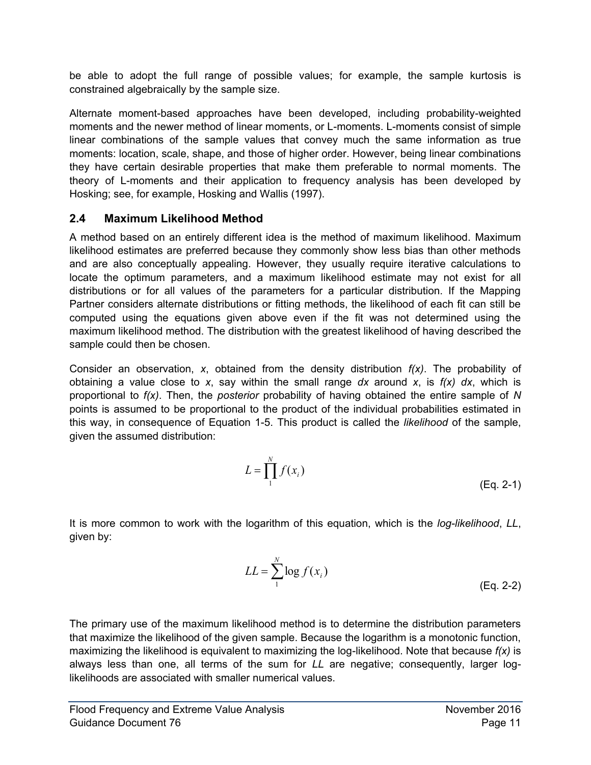be able to adopt the full range of possible values; for example, the sample kurtosis is constrained algebraically by the sample size.

Alternate moment-based approaches have been developed, including probability-weighted moments and the newer method of linear moments, or L-moments. L-moments consist of simple linear combinations of the sample values that convey much the same information as true moments: location, scale, shape, and those of higher order. However, being linear combinations they have certain desirable properties that make them preferable to normal moments. The theory of L-moments and their application to frequency analysis has been developed by Hosking; see, for example, Hosking and Wallis (1997).

## 2.4 Maximum Likelihood Method

A method based on an entirely different idea is the method of maximum likelihood. Maximum likelihood estimates are preferred because they commonly show less bias than other methods and are also conceptually appealing. However, they usually require iterative calculations to locate the optimum parameters, and a maximum likelihood estimate may not exist for all distributions or for all values of the parameters for a particular distribution. If the Mapping Partner considers alternate distributions or fitting methods, the likelihood of each fit can still be computed using the equations given above even if the fit was not determined using the maximum likelihood method. The distribution with the greatest likelihood of having described the sample could then be chosen.

Consider an observation, *x*, obtained from the density distribution *f(x)*. The probability of obtaining a value close to *x*, say within the small range *dx* around *x*, is *f(x) dx*, which is proportional to *f(x)*. Then, the *posterior* probability of having obtained the entire sample of *N* points is assumed to be proportional to the product of the individual probabilities estimated in this way, in consequence of Equation 1-5. This product is called the *likelihood* of the sample, given the assumed distribution:

$$L = \prod_{1}^{N} f(x_i) \tag{Eq. 2-1}$$

It is more common to work with the logarithm of this equation, which is the *log-likelihood*, *LL*, given by:

$$LL = \sum_{1}^{N} \log f(x_i) \tag{Eq. 2-2}$$

The primary use of the maximum likelihood method is to determine the distribution parameters that maximize the likelihood of the given sample. Because the logarithm is a monotonic function, maximizing the likelihood is equivalent to maximizing the log-likelihood. Note that because *f(x)* is always less than one, all terms of the sum for *LL* are negative; consequently, larger log-likelihoods are associated with smaller numerical values.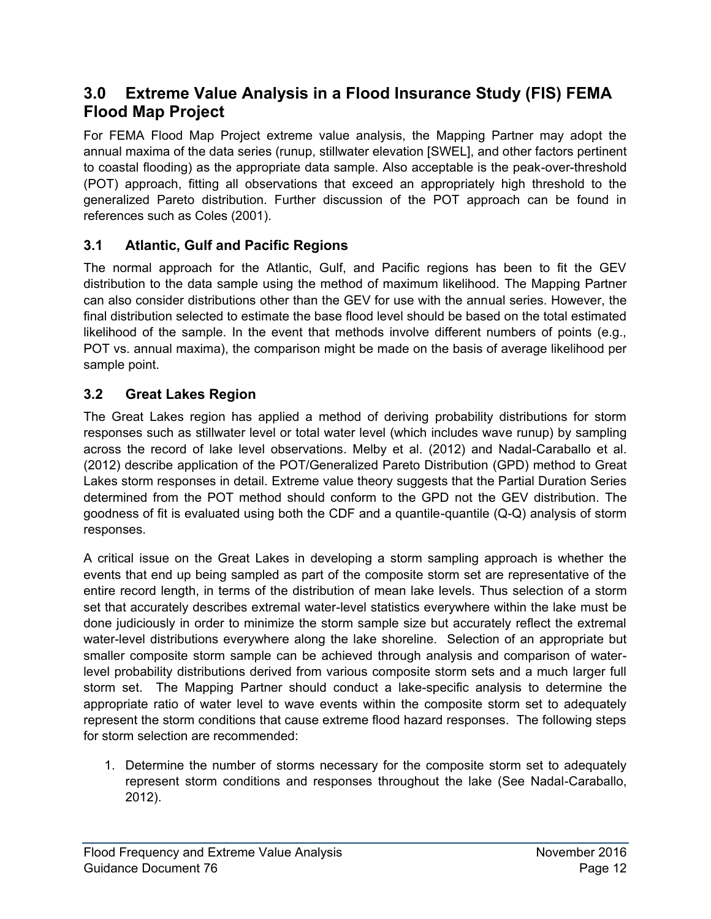## 3.0 Extreme Value Analysis in a Flood Insurance Study (FIS) FEMA Flood Map Project

For FEMA Flood Map Project extreme value analysis, the Mapping Partner may adopt the annual maxima of the data series (runup, stillwater elevation [SWEL], and other factors pertinent to coastal flooding) as the appropriate data sample. Also acceptable is the peak-over-threshold (POT) approach, fitting all observations that exceed an appropriately high threshold to the generalized Pareto distribution. Further discussion of the POT approach can be found in references such as Coles (2001).

### 3.1 Atlantic, Gulf and Pacific Regions

The normal approach for the Atlantic, Gulf, and Pacific regions has been to fit the GEV distribution to the data sample using the method of maximum likelihood. The Mapping Partner can also consider distributions other than the GEV for use with the annual series. However, the final distribution selected to estimate the base flood level should be based on the total estimated likelihood of the sample. In the event that methods involve different numbers of points (e.g., POT vs. annual maxima), the comparison might be made on the basis of average likelihood per sample point.

### 3.2 Great Lakes Region

The Great Lakes region has applied a method of deriving probability distributions for storm responses such as stillwater level or total water level (which includes wave runup) by sampling across the record of lake level observations. Melby et al. (2012) and Nadal-Caraballo et al. (2012) describe application of the POT/Generalized Pareto Distribution (GPD) method to Great Lakes storm responses in detail. Extreme value theory suggests that the Partial Duration Series determined from the POT method should conform to the GPD not the GEV distribution. The goodness of fit is evaluated using both the CDF and a quantile-quantile (Q-Q) analysis of storm responses.

A critical issue on the Great Lakes in developing a storm sampling approach is whether the events that end up being sampled as part of the composite storm set are representative of the entire record length, in terms of the distribution of mean lake levels. Thus selection of a storm set that accurately describes extremal water-level statistics everywhere within the lake must be done judiciously in order to minimize the storm sample size but accurately reflect the extremal water-level distributions everywhere along the lake shoreline. Selection of an appropriate but smaller composite storm sample can be achieved through analysis and comparison of water-level probability distributions derived from various composite storm sets and a much larger full storm set. The Mapping Partner should conduct a lake-specific analysis to determine the appropriate ratio of water level to wave events within the composite storm set to adequately represent the storm conditions that cause extreme flood hazard responses. The following steps for storm selection are recommended:

1. Determine the number of storms necessary for the composite storm set to adequately represent storm conditions and responses throughout the lake (See Nadal-Caraballo, 2012).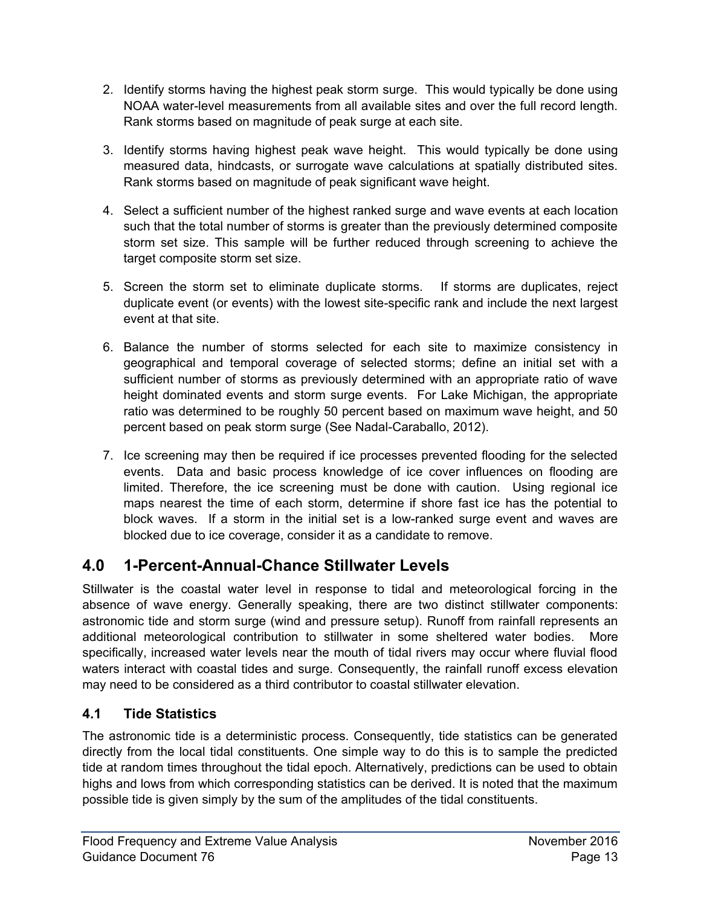2. Identify storms having the highest peak storm surge. This would typically be done using NOAA water-level measurements from all available sites and over the full record length. Rank storms based on magnitude of peak surge at each site.

3. Identify storms having highest peak wave height. This would typically be done using measured data, hindcasts, or surrogate wave calculations at spatially distributed sites. Rank storms based on magnitude of peak significant wave height.

4. Select a sufficient number of the highest ranked surge and wave events at each location such that the total number of storms is greater than the previously determined composite storm set size. This sample will be further reduced through screening to achieve the target composite storm set size.

5. Screen the storm set to eliminate duplicate storms. If storms are duplicates, reject duplicate event (or events) with the lowest site-specific rank and include the next largest event at that site.

6. Balance the number of storms selected for each site to maximize consistency in geographical and temporal coverage of selected storms; define an initial set with a sufficient number of storms as previously determined with an appropriate ratio of wave height dominated events and storm surge events. For Lake Michigan, the appropriate ratio was determined to be roughly 50 percent based on maximum wave height, and 50 percent based on peak storm surge (See Nadal-Caraballo, 2012).

7. Ice screening may then be required if ice processes prevented flooding for the selected events. Data and basic process knowledge of ice cover influences on flooding are limited. Therefore, the ice screening must be done with caution. Using regional ice maps nearest the time of each storm, determine if shore fast ice has the potential to block waves. If a storm in the initial set is a low-ranked surge event and waves are blocked due to ice coverage, consider it as a candidate to remove.

# 4.0 1-Percent-Annual-Chance Stillwater Levels

Stillwater is the coastal water level in response to tidal and meteorological forcing in the absence of wave energy. Generally speaking, there are two distinct stillwater components: astronomic tide and storm surge (wind and pressure setup). Runoff from rainfall represents an additional meteorological contribution to stillwater in some sheltered water bodies. More specifically, increased water levels near the mouth of tidal rivers may occur where fluvial flood waters interact with coastal tides and surge. Consequently, the rainfall runoff excess elevation may need to be considered as a third contributor to coastal stillwater elevation.

## 4.1 Tide Statistics

The astronomic tide is a deterministic process. Consequently, tide statistics can be generated directly from the local tidal constituents. One simple way to do this is to sample the predicted tide at random times throughout the tidal epoch. Alternatively, predictions can be used to obtain highs and lows from which corresponding statistics can be derived. It is noted that the maximum possible tide is given simply by the sum of the amplitudes of the tidal constituents.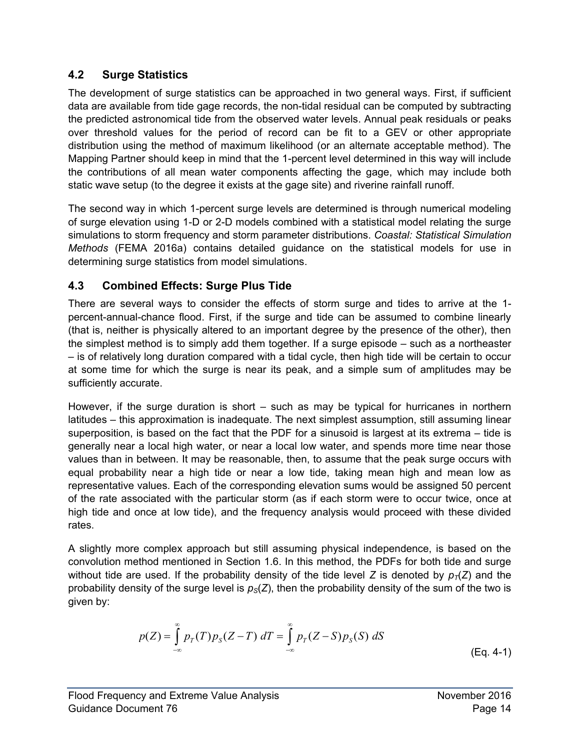## 4.2 Surge Statistics

The development of surge statistics can be approached in two general ways. First, if sufficient data are available from tide gage records, the non-tidal residual can be computed by subtracting the predicted astronomical tide from the observed water levels. Annual peak residuals or peaks over threshold values for the period of record can be fit to a GEV or other appropriate distribution using the method of maximum likelihood (or an alternate acceptable method). The Mapping Partner should keep in mind that the 1-percent level determined in this way will include the contributions of all mean water components affecting the gage, which may include both static wave setup (to the degree it exists at the gage site) and riverine rainfall runoff.

The second way in which 1-percent surge levels are determined is through numerical modeling of surge elevation using 1-D or 2-D models combined with a statistical model relating the surge simulations to storm frequency and storm parameter distributions. *Coastal: Statistical Simulation Methods* (FEMA 2016a) contains detailed guidance on the statistical models for use in determining surge statistics from model simulations.

## 4.3 Combined Effects: Surge Plus Tide

There are several ways to consider the effects of storm surge and tides to arrive at the 1-percent-annual-chance flood. First, if the surge and tide can be assumed to combine linearly (that is, neither is physically altered to an important degree by the presence of the other), then the simplest method is to simply add them together. If a surge episode – such as a northeaster – is of relatively long duration compared with a tidal cycle, then high tide will be certain to occur at some time for which the surge is near its peak, and a simple sum of amplitudes may be sufficiently accurate.

However, if the surge duration is short – such as may be typical for hurricanes in northern latitudes – this approximation is inadequate. The next simplest assumption, still assuming linear superposition, is based on the fact that the PDF for a sinusoid is largest at its extrema – tide is generally near a local high water, or near a local low water, and spends more time near those values than in between. It may be reasonable, then, to assume that the peak surge occurs with equal probability near a high tide or near a low tide, taking mean high and mean low as representative values. Each of the corresponding elevation sums would be assigned 50 percent of the rate associated with the particular storm (as if each storm were to occur twice, once at high tide and once at low tide), and the frequency analysis would proceed with these divided rates.

A slightly more complex approach but still assuming physical independence, is based on the convolution method mentioned in Section 1.6. In this method, the PDFs for both tide and surge without tide are used. If the probability density of the tide level $Z$ is denoted by $p_T(Z)$ and the probability density of the surge level is $p_S(Z)$, then the probability density of the sum of the two is given by:

$$p(Z) = \int_{-\infty}^{\infty} p_T(T)\, p_S(Z-T)\; dT = \int_{-\infty}^{\infty} p_T(Z-S)\, p_S(S)\; dS \qquad \text{(Eq. 4-1)}$$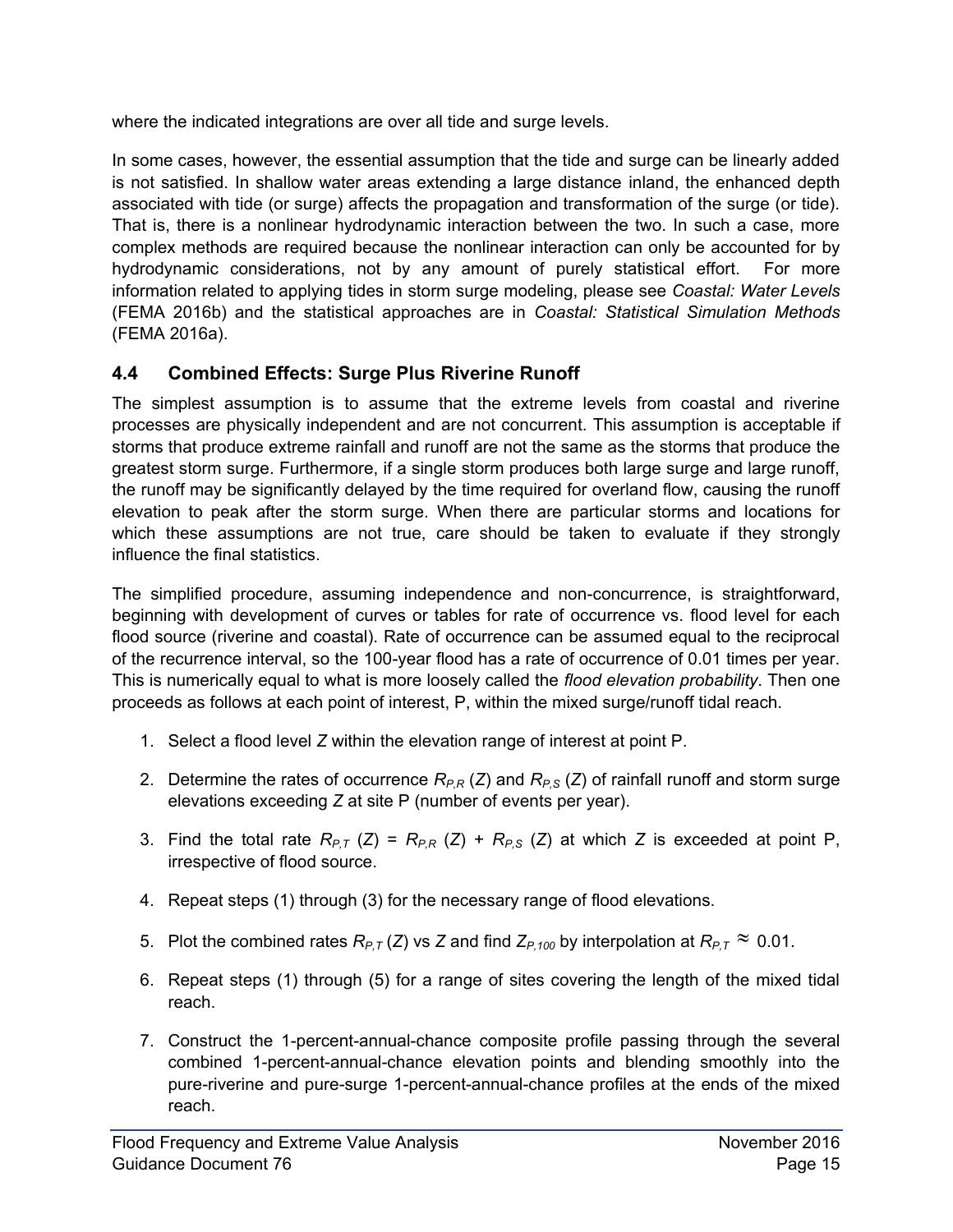where the indicated integrations are over all tide and surge levels.

In some cases, however, the essential assumption that the tide and surge can be linearly added is not satisfied. In shallow water areas extending a large distance inland, the enhanced depth associated with tide (or surge) affects the propagation and transformation of the surge (or tide). That is, there is a nonlinear hydrodynamic interaction between the two. In such a case, more complex methods are required because the nonlinear interaction can only be accounted for by hydrodynamic considerations, not by any amount of purely statistical effort. For more information related to applying tides in storm surge modeling, please see *Coastal: Water Levels* (FEMA 2016b) and the statistical approaches are in *Coastal: Statistical Simulation Methods* (FEMA 2016a).

## 4.4 Combined Effects: Surge Plus Riverine Runoff

The simplest assumption is to assume that the extreme levels from coastal and riverine processes are physically independent and are not concurrent. This assumption is acceptable if storms that produce extreme rainfall and runoff are not the same as the storms that produce the greatest storm surge. Furthermore, if a single storm produces both large surge and large runoff, the runoff may be significantly delayed by the time required for overland flow, causing the runoff elevation to peak after the storm surge. When there are particular storms and locations for which these assumptions are not true, care should be taken to evaluate if they strongly influence the final statistics.

The simplified procedure, assuming independence and non-concurrence, is straightforward, beginning with development of curves or tables for rate of occurrence vs. flood level for each flood source (riverine and coastal). Rate of occurrence can be assumed equal to the reciprocal of the recurrence interval, so the 100-year flood has a rate of occurrence of 0.01 times per year. This is numerically equal to what is more loosely called the *flood elevation probability*. Then one proceeds as follows at each point of interest, P, within the mixed surge/runoff tidal reach.

1. Select a flood level $Z$ within the elevation range of interest at point P.
2. Determine the rates of occurrence $R_{P,R}(Z)$ and $R_{P,S}(Z)$ of rainfall runoff and storm surge elevations exceeding $Z$ at site P (number of events per year).
3. Find the total rate $R_{P,T}(Z) = R_{P,R}(Z) + R_{P,S}(Z)$ at which $Z$ is exceeded at point P, irrespective of flood source.
4. Repeat steps (1) through (3) for the necessary range of flood elevations.
5. Plot the combined rates $R_{P,T}(Z)$ vs $Z$ and find $Z_{P,100}$ by interpolation at $R_{P,T} \approx 0.01$.
6. Repeat steps (1) through (5) for a range of sites covering the length of the mixed tidal reach.
7. Construct the 1-percent-annual-chance composite profile passing through the several combined 1-percent-annual-chance elevation points and blending smoothly into the pure-riverine and pure-surge 1-percent-annual-chance profiles at the ends of the mixed reach.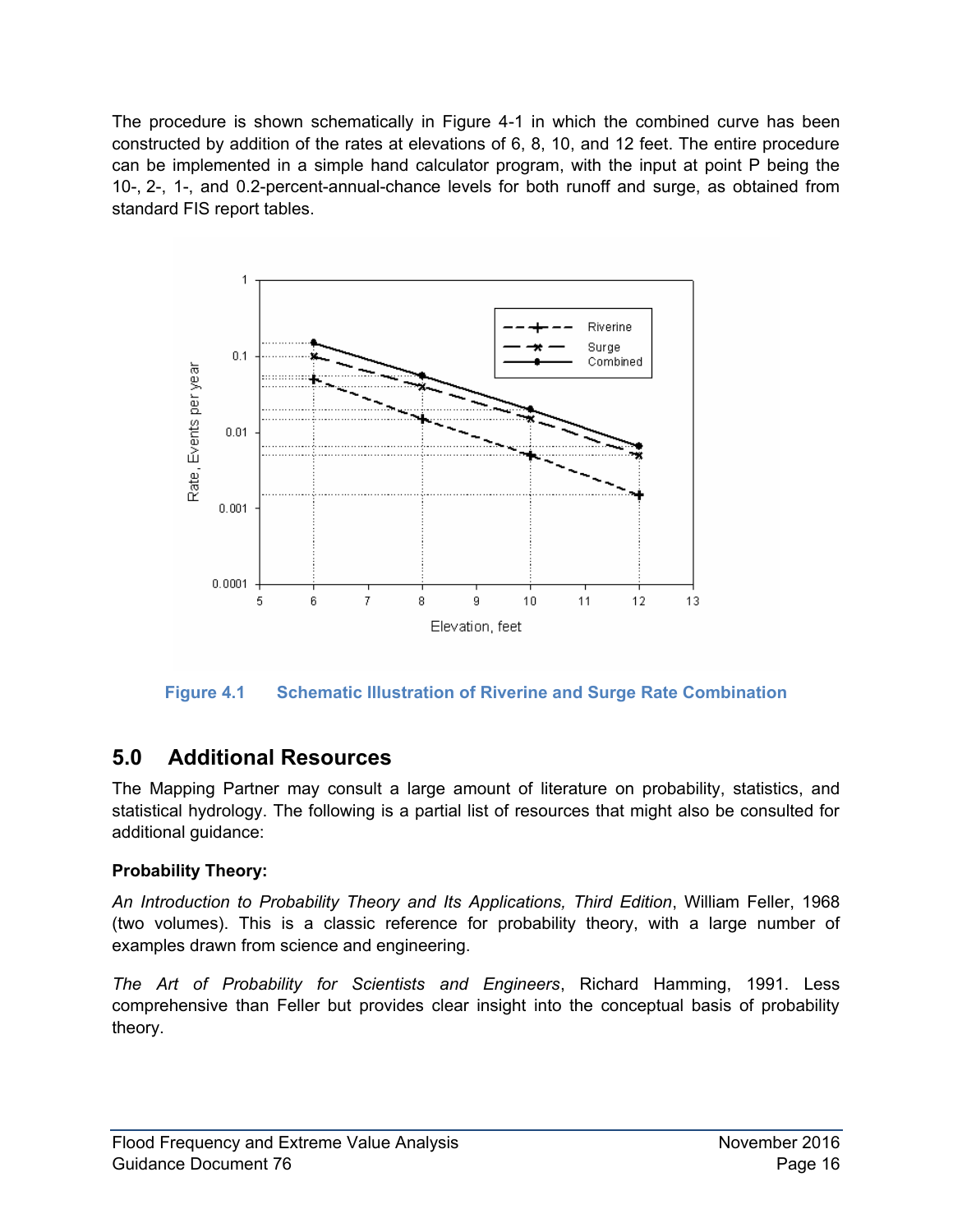The procedure is shown schematically in Figure 4-1 in which the combined curve has been constructed by addition of the rates at elevations of 6, 8, 10, and 12 feet. The entire procedure can be implemented in a simple hand calculator program, with the input at point P being the 10-, 2-, 1-, and 0.2-percent-annual-chance levels for both runoff and surge, as obtained from standard FIS report tables.

**Figure 4.1 Schematic Illustration of Riverine and Surge Rate Combination**

## 5.0 Additional Resources

The Mapping Partner may consult a large amount of literature on probability, statistics, and statistical hydrology. The following is a partial list of resources that might also be consulted for additional guidance:

**Probability Theory:**

*An Introduction to Probability Theory and Its Applications, Third Edition*, William Feller, 1968 (two volumes). This is a classic reference for probability theory, with a large number of examples drawn from science and engineering.

*The Art of Probability for Scientists and Engineers*, Richard Hamming, 1991. Less comprehensive than Feller but provides clear insight into the conceptual basis of probability theory.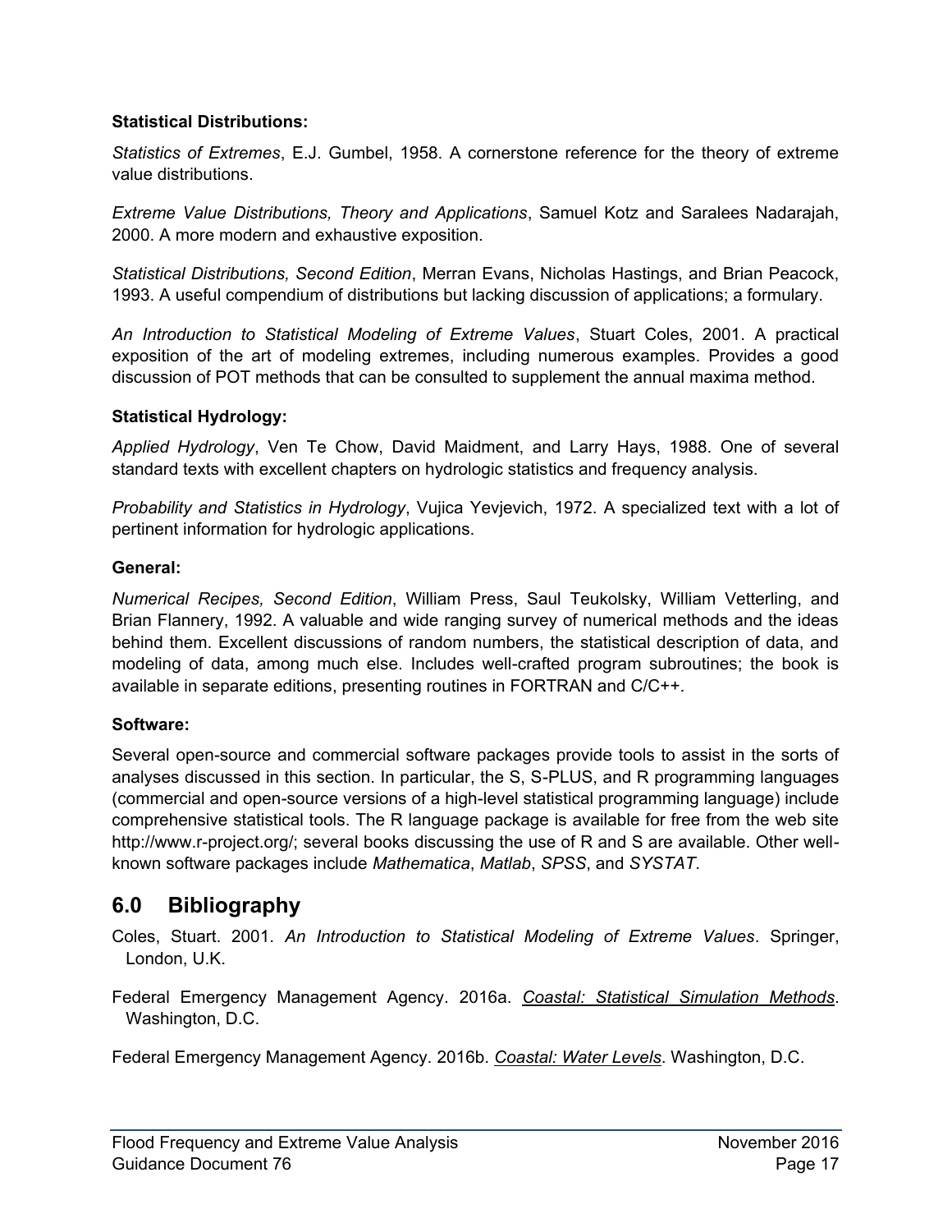**Statistical Distributions:**

*Statistics of Extremes*, E.J. Gumbel, 1958. A cornerstone reference for the theory of extreme value distributions.

*Extreme Value Distributions, Theory and Applications*, Samuel Kotz and Saralees Nadarajah, 2000. A more modern and exhaustive exposition.

*Statistical Distributions, Second Edition*, Merran Evans, Nicholas Hastings, and Brian Peacock, 1993. A useful compendium of distributions but lacking discussion of applications; a formulary.

*An Introduction to Statistical Modeling of Extreme Values*, Stuart Coles, 2001. A practical exposition of the art of modeling extremes, including numerous examples. Provides a good discussion of POT methods that can be consulted to supplement the annual maxima method.

**Statistical Hydrology:**

*Applied Hydrology*, Ven Te Chow, David Maidment, and Larry Hays, 1988. One of several standard texts with excellent chapters on hydrologic statistics and frequency analysis.

*Probability and Statistics in Hydrology*, Vujica Yevjevich, 1972. A specialized text with a lot of pertinent information for hydrologic applications.

**General:**

*Numerical Recipes, Second Edition*, William Press, Saul Teukolsky, William Vetterling, and Brian Flannery, 1992. A valuable and wide ranging survey of numerical methods and the ideas behind them. Excellent discussions of random numbers, the statistical description of data, and modeling of data, among much else. Includes well-crafted program subroutines; the book is available in separate editions, presenting routines in FORTRAN and C/C++.

**Software:**

Several open-source and commercial software packages provide tools to assist in the sorts of analyses discussed in this section. In particular, the S, S-PLUS, and R programming languages (commercial and open-source versions of a high-level statistical programming language) include comprehensive statistical tools. The R language package is available for free from the web site http://www.r-project.org/; several books discussing the use of R and S are available. Other well-known software packages include *Mathematica*, *Matlab*, *SPSS*, and *SYSTAT*.

## 6.0 Bibliography

Coles, Stuart. 2001. *An Introduction to Statistical Modeling of Extreme Values*. Springer, London, U.K.

Federal Emergency Management Agency. 2016a. *Coastal: Statistical Simulation Methods*. Washington, D.C.

Federal Emergency Management Agency. 2016b. *Coastal: Water Levels*. Washington, D.C.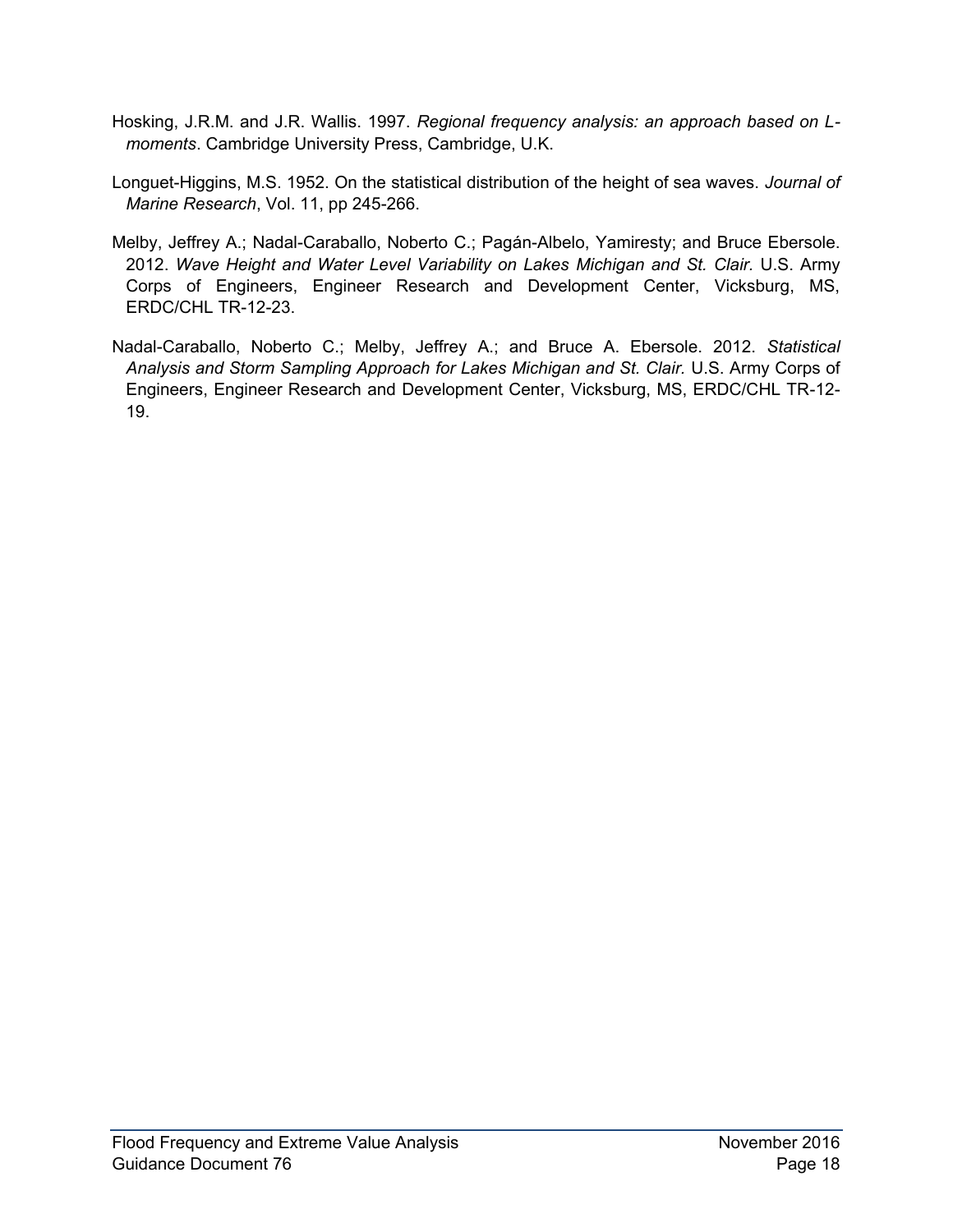Hosking, J.R.M. and J.R. Wallis. 1997. *Regional frequency analysis: an approach based on L-moments*. Cambridge University Press, Cambridge, U.K.

Longuet-Higgins, M.S. 1952. On the statistical distribution of the height of sea waves. *Journal of Marine Research*, Vol. 11, pp 245-266.

Melby, Jeffrey A.; Nadal-Caraballo, Noberto C.; Pagán-Albelo, Yamiresty; and Bruce Ebersole. 2012. *Wave Height and Water Level Variability on Lakes Michigan and St. Clair.* U.S. Army Corps of Engineers, Engineer Research and Development Center, Vicksburg, MS, ERDC/CHL TR-12-23.

Nadal-Caraballo, Noberto C.; Melby, Jeffrey A.; and Bruce A. Ebersole. 2012. *Statistical Analysis and Storm Sampling Approach for Lakes Michigan and St. Clair.* U.S. Army Corps of Engineers, Engineer Research and Development Center, Vicksburg, MS, ERDC/CHL TR-12-19.